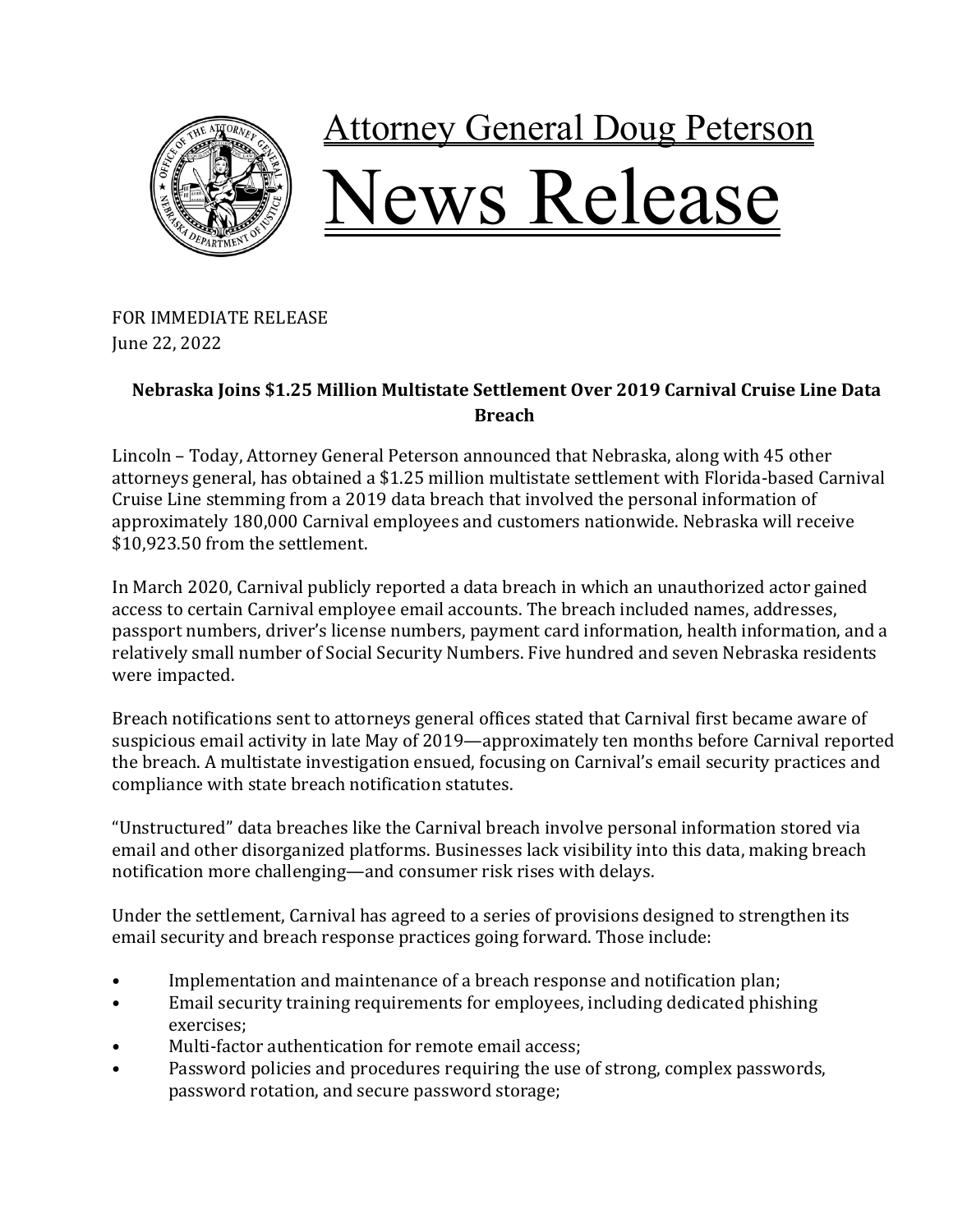# Attorney General Doug Peterson

# News Release

FOR IMMEDIATE RELEASE
June 22, 2022

**Nebraska Joins $1.25 Million Multistate Settlement Over 2019 Carnival Cruise Line Data Breach**

Lincoln – Today, Attorney General Peterson announced that Nebraska, along with 45 other attorneys general, has obtained a $1.25 million multistate settlement with Florida-based Carnival Cruise Line stemming from a 2019 data breach that involved the personal information of approximately 180,000 Carnival employees and customers nationwide. Nebraska will receive $10,923.50 from the settlement.

In March 2020, Carnival publicly reported a data breach in which an unauthorized actor gained access to certain Carnival employee email accounts. The breach included names, addresses, passport numbers, driver's license numbers, payment card information, health information, and a relatively small number of Social Security Numbers. Five hundred and seven Nebraska residents were impacted.

Breach notifications sent to attorneys general offices stated that Carnival first became aware of suspicious email activity in late May of 2019—approximately ten months before Carnival reported the breach. A multistate investigation ensued, focusing on Carnival's email security practices and compliance with state breach notification statutes.

"Unstructured" data breaches like the Carnival breach involve personal information stored via email and other disorganized platforms. Businesses lack visibility into this data, making breach notification more challenging—and consumer risk rises with delays.

Under the settlement, Carnival has agreed to a series of provisions designed to strengthen its email security and breach response practices going forward. Those include:

- Implementation and maintenance of a breach response and notification plan;
- Email security training requirements for employees, including dedicated phishing exercises;
- Multi-factor authentication for remote email access;
- Password policies and procedures requiring the use of strong, complex passwords, password rotation, and secure password storage;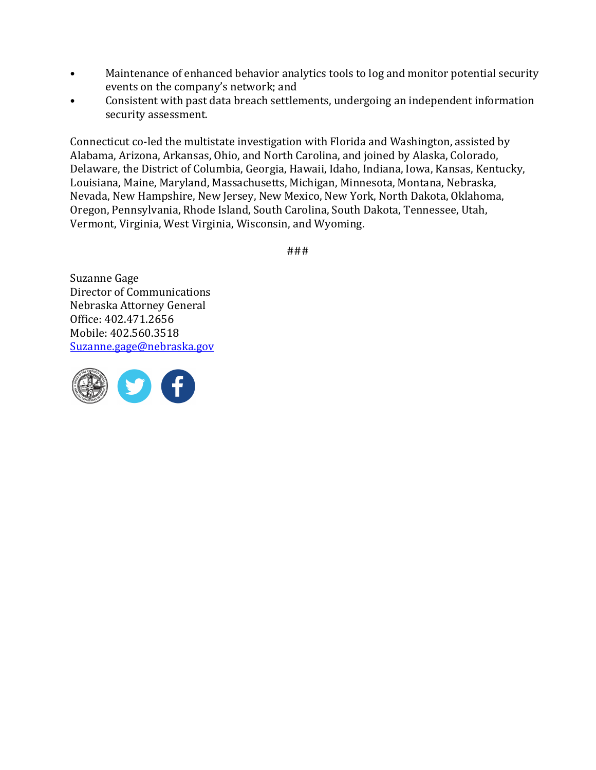- Maintenance of enhanced behavior analytics tools to log and monitor potential security events on the company's network; and
- Consistent with past data breach settlements, undergoing an independent information security assessment.

Connecticut co-led the multistate investigation with Florida and Washington, assisted by Alabama, Arizona, Arkansas, Ohio, and North Carolina, and joined by Alaska, Colorado, Delaware, the District of Columbia, Georgia, Hawaii, Idaho, Indiana, Iowa, Kansas, Kentucky, Louisiana, Maine, Maryland, Massachusetts, Michigan, Minnesota, Montana, Nebraska, Nevada, New Hampshire, New Jersey, New Mexico, New York, North Dakota, Oklahoma, Oregon, Pennsylvania, Rhode Island, South Carolina, South Dakota, Tennessee, Utah, Vermont, Virginia, West Virginia, Wisconsin, and Wyoming.

###

Suzanne Gage
Director of Communications
Nebraska Attorney General
Office: 402.471.2656
Mobile: 402.560.3518
Suzanne.gage@nebraska.gov